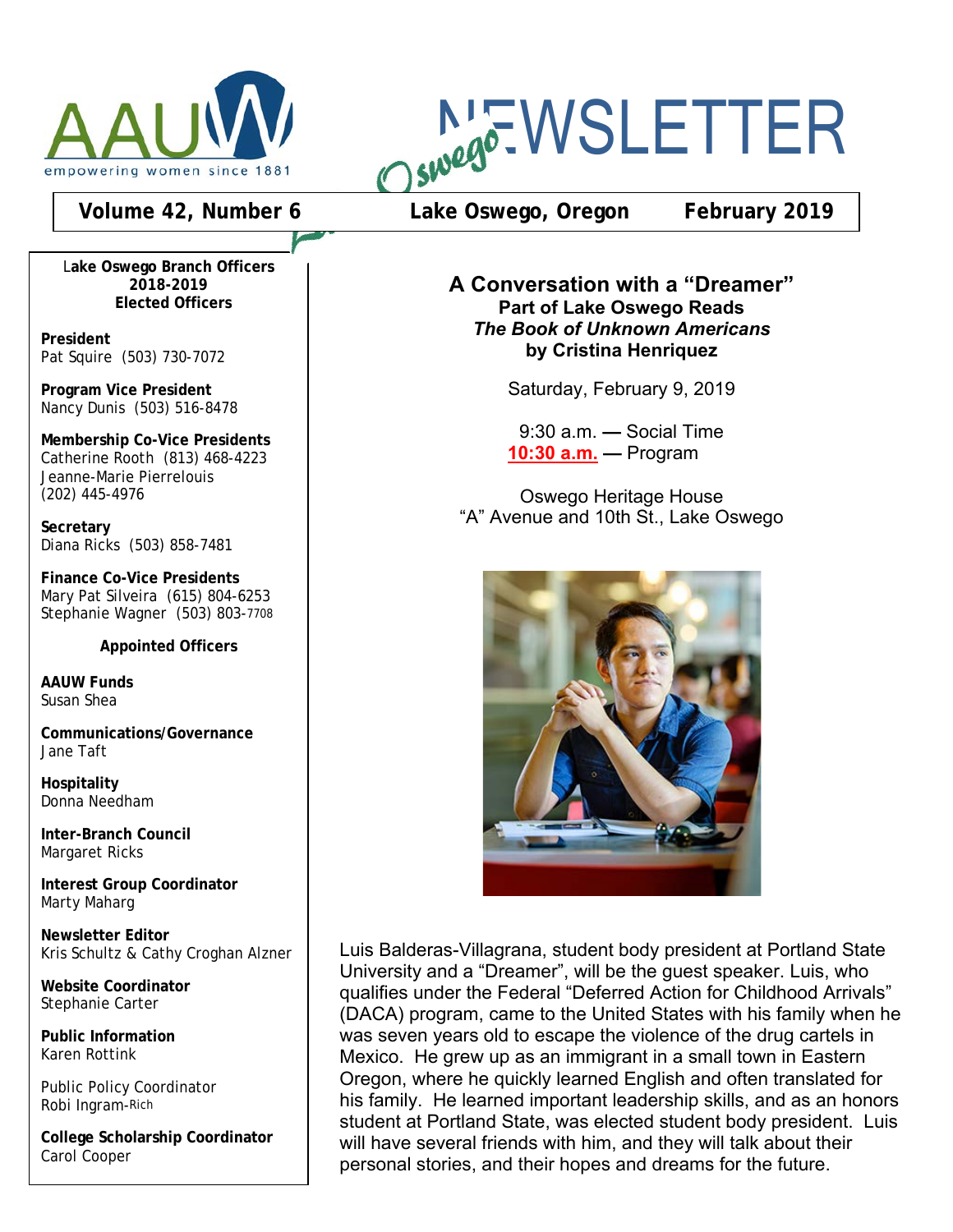# Oswego NEWSLETTER

AAUW — empowering women since 1881

**Volume 42, Number 6** | **Lake Oswego, Oregon** | **February 2019**

**Lake Oswego Branch Officers 2018-2019**
**Elected Officers**

**President**
Pat Squire (503) 730-7072

**Program Vice President**
Nancy Dunis (503) 516-8478

**Membership Co-Vice Presidents**
Catherine Rooth (813) 468-4223
Jeanne-Marie Pierrelouis
(202) 445-4976

**Secretary**
Diana Ricks (503) 858-7481

**Finance Co-Vice Presidents**
Mary Pat Silveira (615) 804-6253
Stephanie Wagner (503) 803-7708

**Appointed Officers**

**AAUW Funds**
Susan Shea

**Communications/Governance**
Jane Taft

**Hospitality**
Donna Needham

**Inter-Branch Council**
Margaret Ricks

**Interest Group Coordinator**
Marty Maharg

**Newsletter Editor**
Kris Schultz & Cathy Croghan Alzner

**Website Coordinator**
Stephanie Carter

**Public Information**
Karen Rottink

Public Policy Coordinator
Robi Ingram-Rich

**College Scholarship Coordinator**
Carol Cooper

## A Conversation with a "Dreamer"

**Part of Lake Oswego Reads**
***The Book of Unknown Americans***
**by Cristina Henriquez**

Saturday, February 9, 2019

9:30 a.m. — Social Time
**10:30 a.m.** — Program

Oswego Heritage House
"A" Avenue and 10th St., Lake Oswego

Luis Balderas-Villagrana, student body president at Portland State University and a "Dreamer", will be the guest speaker. Luis, who qualifies under the Federal "Deferred Action for Childhood Arrivals" (DACA) program, came to the United States with his family when he was seven years old to escape the violence of the drug cartels in Mexico. He grew up as an immigrant in a small town in Eastern Oregon, where he quickly learned English and often translated for his family. He learned important leadership skills, and as an honors student at Portland State, was elected student body president. Luis will have several friends with him, and they will talk about their personal stories, and their hopes and dreams for the future.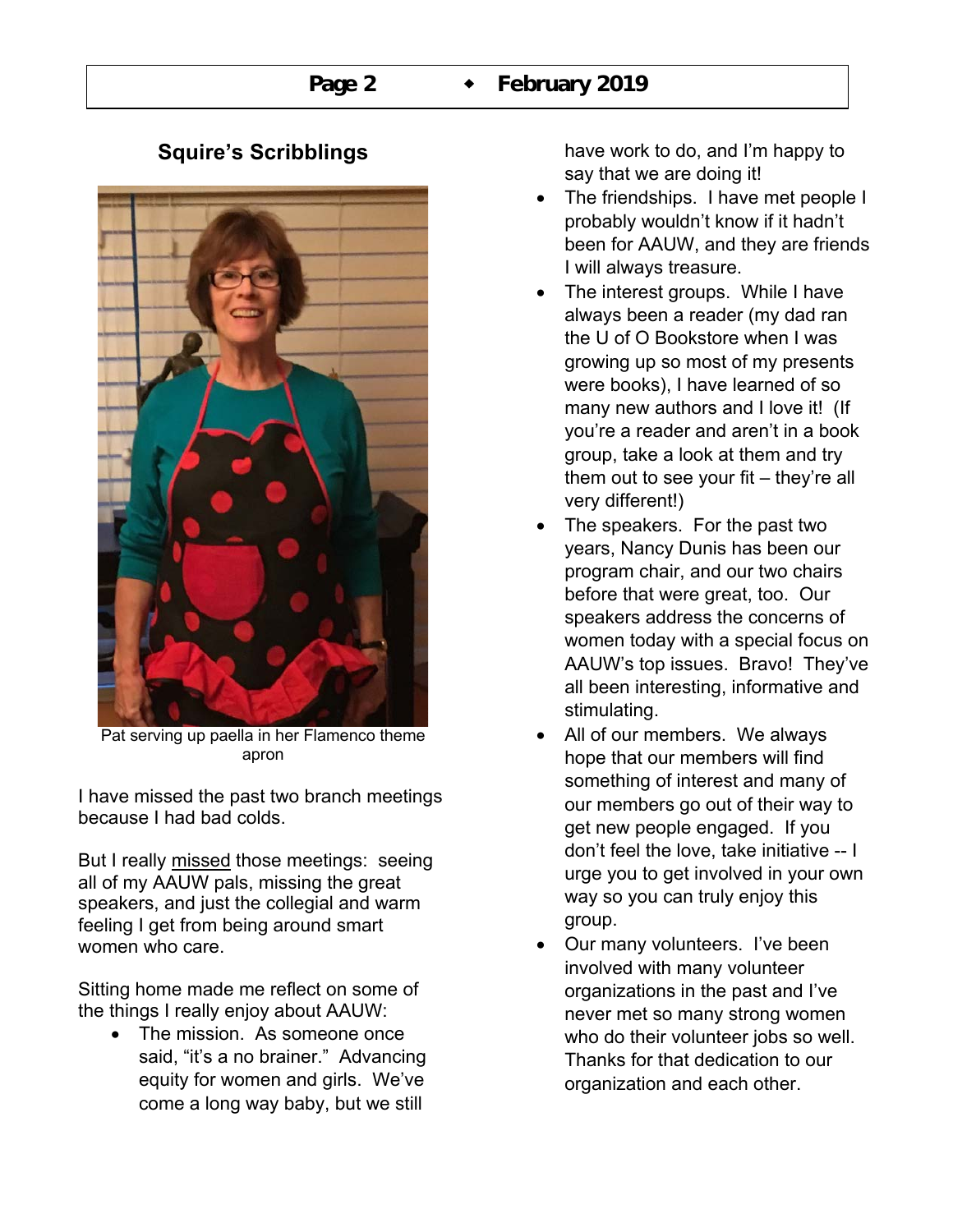## Squire's Scribblings

Pat serving up paella in her Flamenco theme apron

I have missed the past two branch meetings because I had bad colds.

But I really <u>missed</u> those meetings: seeing all of my AAUW pals, missing the great speakers, and just the collegial and warm feeling I get from being around smart women who care.

Sitting home made me reflect on some of the things I really enjoy about AAUW:

- The mission. As someone once said, "it's a no brainer." Advancing equity for women and girls. We've come a long way baby, but we still have work to do, and I'm happy to say that we are doing it!
- The friendships. I have met people I probably wouldn't know if it hadn't been for AAUW, and they are friends I will always treasure.
- The interest groups. While I have always been a reader (my dad ran the U of O Bookstore when I was growing up so most of my presents were books), I have learned of so many new authors and I love it! (If you're a reader and aren't in a book group, take a look at them and try them out to see your fit – they're all very different!)
- The speakers. For the past two years, Nancy Dunis has been our program chair, and our two chairs before that were great, too. Our speakers address the concerns of women today with a special focus on AAUW's top issues. Bravo! They've all been interesting, informative and stimulating.
- All of our members. We always hope that our members will find something of interest and many of our members go out of their way to get new people engaged. If you don't feel the love, take initiative -- I urge you to get involved in your own way so you can truly enjoy this group.
- Our many volunteers. I've been involved with many volunteer organizations in the past and I've never met so many strong women who do their volunteer jobs so well. Thanks for that dedication to our organization and each other.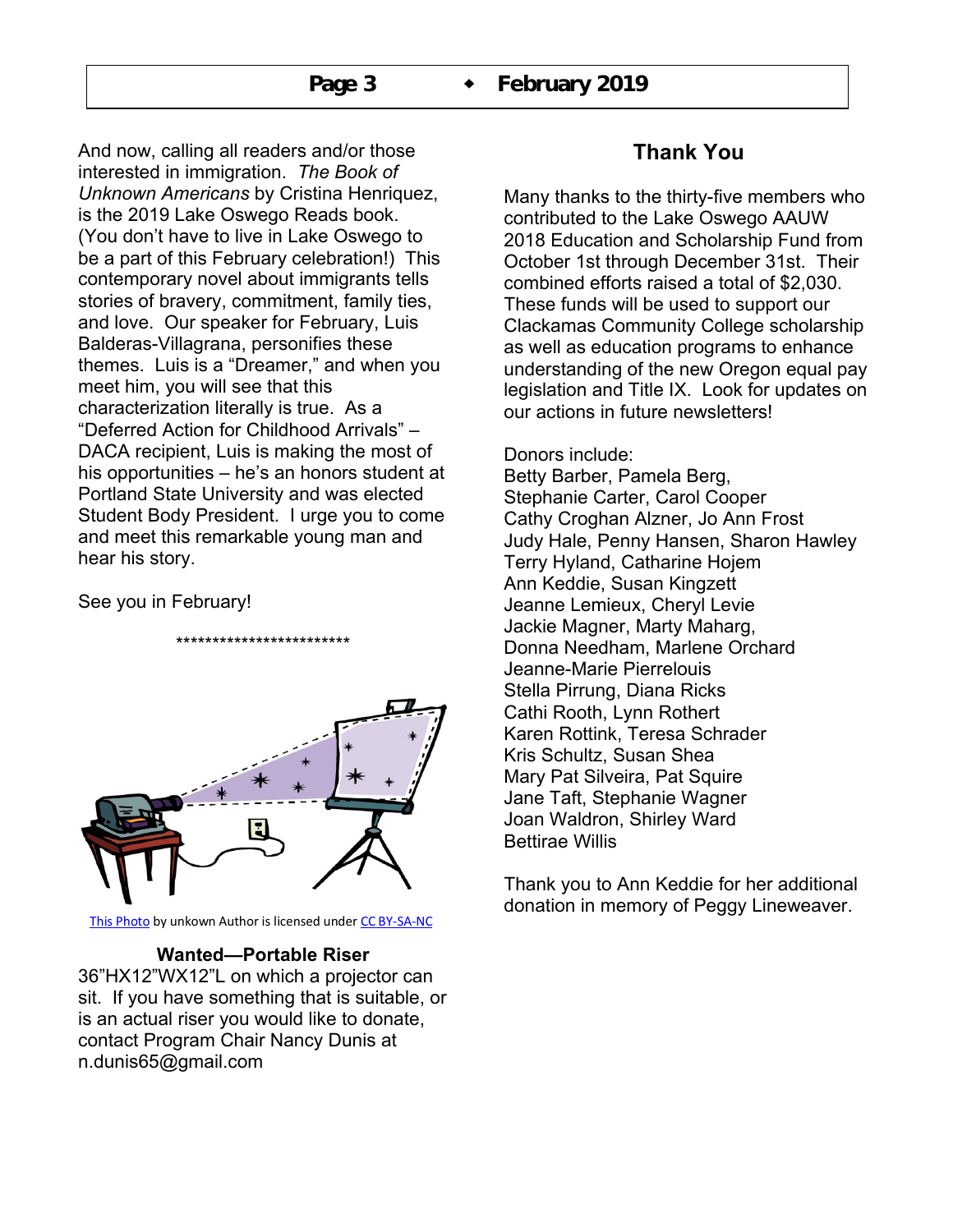And now, calling all readers and/or those interested in immigration. *The Book of Unknown Americans* by Cristina Henriquez, is the 2019 Lake Oswego Reads book. (You don't have to live in Lake Oswego to be a part of this February celebration!) This contemporary novel about immigrants tells stories of bravery, commitment, family ties, and love. Our speaker for February, Luis Balderas-Villagrana, personifies these themes. Luis is a "Dreamer," and when you meet him, you will see that this characterization literally is true. As a "Deferred Action for Childhood Arrivals" – DACA recipient, Luis is making the most of his opportunities – he's an honors student at Portland State University and was elected Student Body President. I urge you to come and meet this remarkable young man and hear his story.

See you in February!

************************

This Photo by unkown Author is licensed under CC BY-SA-NC

**Wanted—Portable Riser**

36"HX12"WX12"L on which a projector can sit. If you have something that is suitable, or is an actual riser you would like to donate, contact Program Chair Nancy Dunis at n.dunis65@gmail.com

## Thank You

Many thanks to the thirty-five members who contributed to the Lake Oswego AAUW 2018 Education and Scholarship Fund from October 1st through December 31st. Their combined efforts raised a total of $2,030. These funds will be used to support our Clackamas Community College scholarship as well as education programs to enhance understanding of the new Oregon equal pay legislation and Title IX. Look for updates on our actions in future newsletters!

Donors include:
Betty Barber, Pamela Berg,
Stephanie Carter, Carol Cooper
Cathy Croghan Alzner, Jo Ann Frost
Judy Hale, Penny Hansen, Sharon Hawley
Terry Hyland, Catharine Hojem
Ann Keddie, Susan Kingzett
Jeanne Lemieux, Cheryl Levie
Jackie Magner, Marty Maharg,
Donna Needham, Marlene Orchard
Jeanne-Marie Pierrelouis
Stella Pirrung, Diana Ricks
Cathi Rooth, Lynn Rothert
Karen Rottink, Teresa Schrader
Kris Schultz, Susan Shea
Mary Pat Silveira, Pat Squire
Jane Taft, Stephanie Wagner
Joan Waldron, Shirley Ward
Bettirae Willis

Thank you to Ann Keddie for her additional donation in memory of Peggy Lineweaver.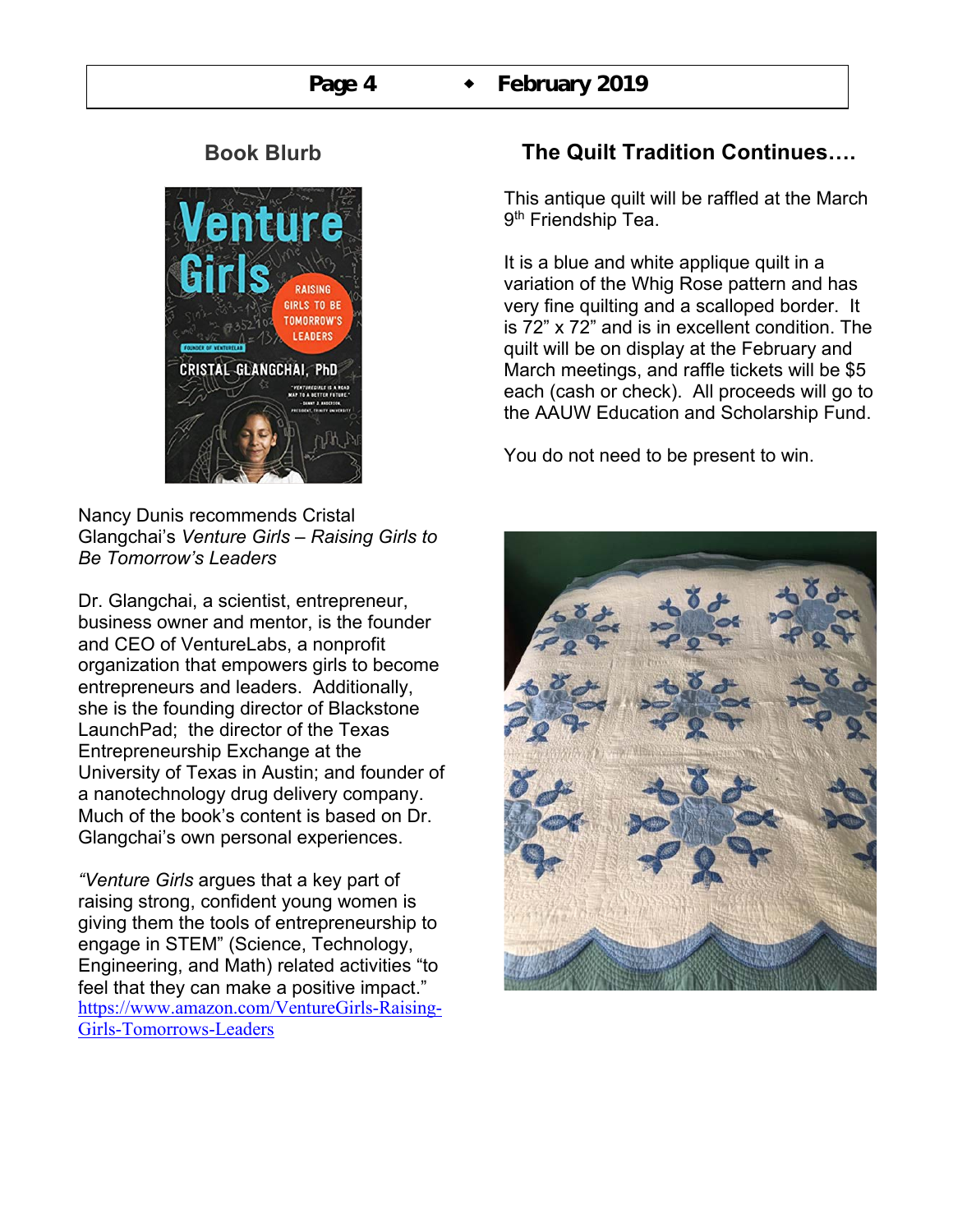## Book Blurb

Nancy Dunis recommends Cristal Glangchai's *Venture Girls – Raising Girls to Be Tomorrow's Leaders*

Dr. Glangchai, a scientist, entrepreneur, business owner and mentor, is the founder and CEO of VentureLabs, a nonprofit organization that empowers girls to become entrepreneurs and leaders. Additionally, she is the founding director of Blackstone LaunchPad; the director of the Texas Entrepreneurship Exchange at the University of Texas in Austin; and founder of a nanotechnology drug delivery company. Much of the book's content is based on Dr. Glangchai's own personal experiences.

"*Venture Girls* argues that a key part of raising strong, confident young women is giving them the tools of entrepreneurship to engage in STEM" (Science, Technology, Engineering, and Math) related activities "to feel that they can make a positive impact."
https://www.amazon.com/VentureGirls-Raising-Girls-Tomorrows-Leaders

## The Quilt Tradition Continues….

This antique quilt will be raffled at the March 9th Friendship Tea.

It is a blue and white applique quilt in a variation of the Whig Rose pattern and has very fine quilting and a scalloped border. It is 72" x 72" and is in excellent condition. The quilt will be on display at the February and March meetings, and raffle tickets will be $5 each (cash or check). All proceeds will go to the AAUW Education and Scholarship Fund.

You do not need to be present to win.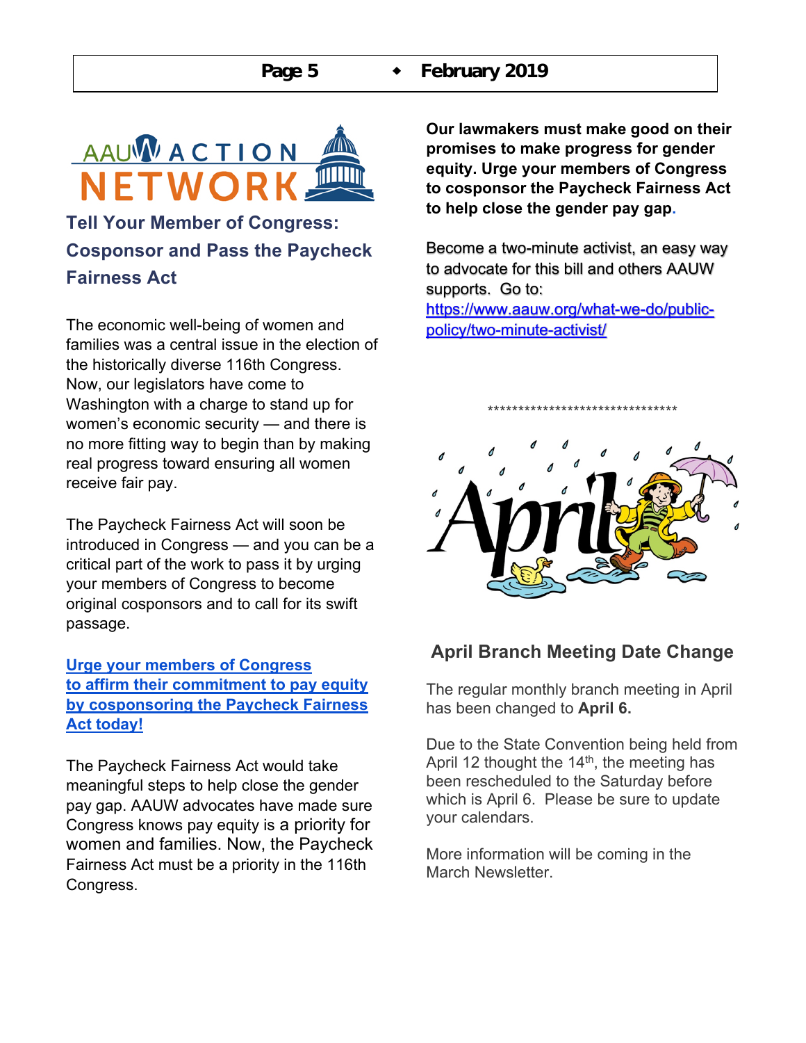## Tell Your Member of Congress: Cosponsor and Pass the Paycheck Fairness Act

The economic well-being of women and families was a central issue in the election of the historically diverse 116th Congress. Now, our legislators have come to Washington with a charge to stand up for women's economic security — and there is no more fitting way to begin than by making real progress toward ensuring all women receive fair pay.

The Paycheck Fairness Act will soon be introduced in Congress — and you can be a critical part of the work to pass it by urging your members of Congress to become original cosponsors and to call for its swift passage.

**Urge your members of Congress to affirm their commitment to pay equity by cosponsoring the Paycheck Fairness Act today!**

The Paycheck Fairness Act would take meaningful steps to help close the gender pay gap. AAUW advocates have made sure Congress knows pay equity is a priority for women and families. Now, the Paycheck Fairness Act must be a priority in the 116th Congress.

**Our lawmakers must make good on their promises to make progress for gender equity. Urge your members of Congress to cosponsor the Paycheck Fairness Act to help close the gender pay gap.**

Become a two-minute activist, an easy way to advocate for this bill and others AAUW supports. Go to: https://www.aauw.org/what-we-do/public-policy/two-minute-activist/

*********************************

## April Branch Meeting Date Change

The regular monthly branch meeting in April has been changed to **April 6.**

Due to the State Convention being held from April 12 thought the 14th, the meeting has been rescheduled to the Saturday before which is April 6. Please be sure to update your calendars.

More information will be coming in the March Newsletter.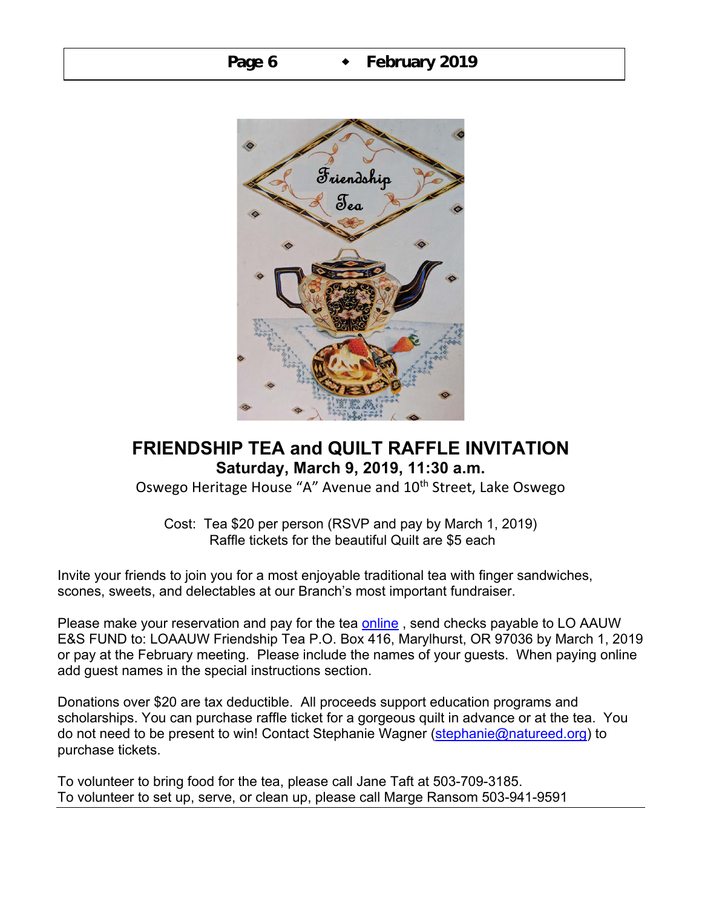# FRIENDSHIP TEA and QUILT RAFFLE INVITATION

**Saturday, March 9, 2019, 11:30 a.m.**

Oswego Heritage House "A" Avenue and 10th Street, Lake Oswego

Cost: Tea $20 per person (RSVP and pay by March 1, 2019)
Raffle tickets for the beautiful Quilt are $5 each

Invite your friends to join you for a most enjoyable traditional tea with finger sandwiches, scones, sweets, and delectables at our Branch's most important fundraiser.

Please make your reservation and pay for the tea online , send checks payable to LO AAUW E&S FUND to: LOAAUW Friendship Tea P.O. Box 416, Marylhurst, OR 97036 by March 1, 2019 or pay at the February meeting. Please include the names of your guests. When paying online add guest names in the special instructions section.

Donations over $20 are tax deductible. All proceeds support education programs and scholarships. You can purchase raffle ticket for a gorgeous quilt in advance or at the tea. You do not need to be present to win! Contact Stephanie Wagner (stephanie@natureed.org) to purchase tickets.

To volunteer to bring food for the tea, please call Jane Taft at 503-709-3185.
To volunteer to set up, serve, or clean up, please call Marge Ransom 503-941-9591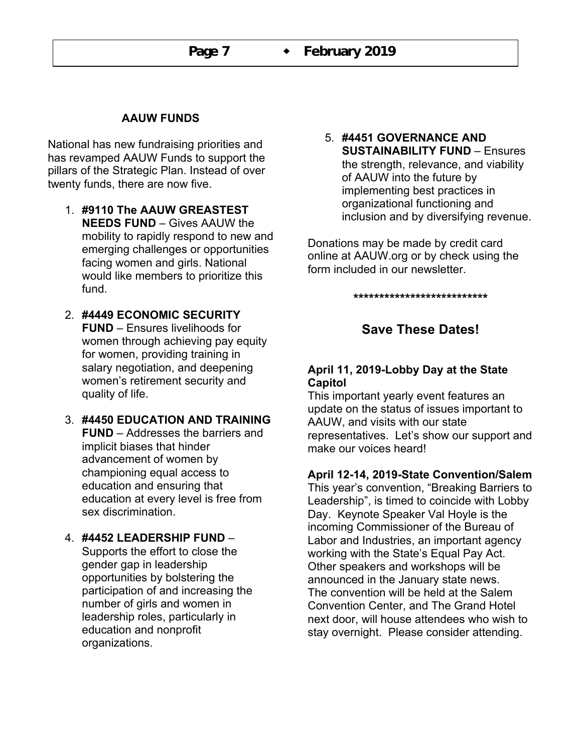## AAUW FUNDS

National has new fundraising priorities and has revamped AAUW Funds to support the pillars of the Strategic Plan. Instead of over twenty funds, there are now five.

1. **#9110 The AAUW GREASTEST NEEDS FUND** – Gives AAUW the mobility to rapidly respond to new and emerging challenges or opportunities facing women and girls. National would like members to prioritize this fund.
2. **#4449 ECONOMIC SECURITY FUND** – Ensures livelihoods for women through achieving pay equity for women, providing training in salary negotiation, and deepening women's retirement security and quality of life.
3. **#4450 EDUCATION AND TRAINING FUND** – Addresses the barriers and implicit biases that hinder advancement of women by championing equal access to education and ensuring that education at every level is free from sex discrimination.
4. **#4452 LEADERSHIP FUND** – Supports the effort to close the gender gap in leadership opportunities by bolstering the participation of and increasing the number of girls and women in leadership roles, particularly in education and nonprofit organizations.
5. **#4451 GOVERNANCE AND SUSTAINABILITY FUND** – Ensures the strength, relevance, and viability of AAUW into the future by implementing best practices in organizational functioning and inclusion and by diversifying revenue.

Donations may be made by credit card online at AAUW.org or by check using the form included in our newsletter.

**************************

## Save These Dates!

**April 11, 2019-Lobby Day at the State Capitol**
This important yearly event features an update on the status of issues important to AAUW, and visits with our state representatives. Let's show our support and make our voices heard!

**April 12-14, 2019-State Convention/Salem**
This year's convention, "Breaking Barriers to Leadership", is timed to coincide with Lobby Day. Keynote Speaker Val Hoyle is the incoming Commissioner of the Bureau of Labor and Industries, an important agency working with the State's Equal Pay Act. Other speakers and workshops will be announced in the January state news. The convention will be held at the Salem Convention Center, and The Grand Hotel next door, will house attendees who wish to stay overnight. Please consider attending.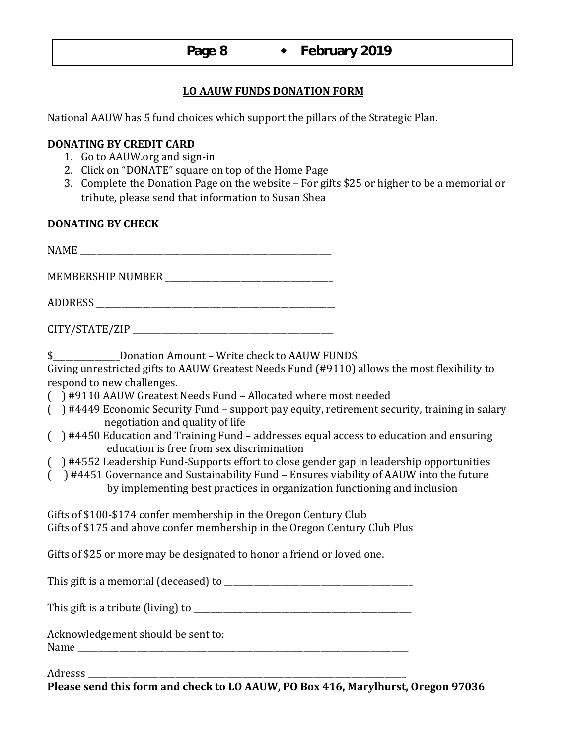## LO AAUW FUNDS DONATION FORM

National AAUW has 5 fund choices which support the pillars of the Strategic Plan.

**DONATING BY CREDIT CARD**

1. Go to AAUW.org and sign-in
2. Click on "DONATE" square on top of the Home Page
3. Complete the Donation Page on the website – For gifts $25 or higher to be a memorial or tribute, please send that information to Susan Shea

**DONATING BY CHECK**

NAME ___________________________________________________________

MEMBERSHIP NUMBER ______________________________________

ADDRESS ________________________________________________________

CITY/STATE/ZIP ___________________________________________

$_______________Donation Amount – Write check to AAUW FUNDS

Giving unrestricted gifts to AAUW Greatest Needs Fund (#9110) allows the most flexibility to respond to new challenges.

( ) #9110 AAUW Greatest Needs Fund – Allocated where most needed

( ) #4449 Economic Security Fund – support pay equity, retirement security, training in salary negotiation and quality of life

( ) #4450 Education and Training Fund – addresses equal access to education and ensuring education is free from sex discrimination

( ) #4552 Leadership Fund-Supports effort to close gender gap in leadership opportunities

( ) #4451 Governance and Sustainability Fund – Ensures viability of AAUW into the future by implementing best practices in organization functioning and inclusion

Gifts of $100-$174 confer membership in the Oregon Century Club

Gifts of $175 and above confer membership in the Oregon Century Club Plus

Gifts of $25 or more may be designated to honor a friend or loved one.

This gift is a memorial (deceased) to ____________________________________________

This gift is a tribute (living) to ___________________________________________________

Acknowledgement should be sent to:

Name ______________________________________________________________________________

Adresss ____________________________________________________________________________

**Please send this form and check to LO AAUW, PO Box 416, Marylhurst, Oregon 97036**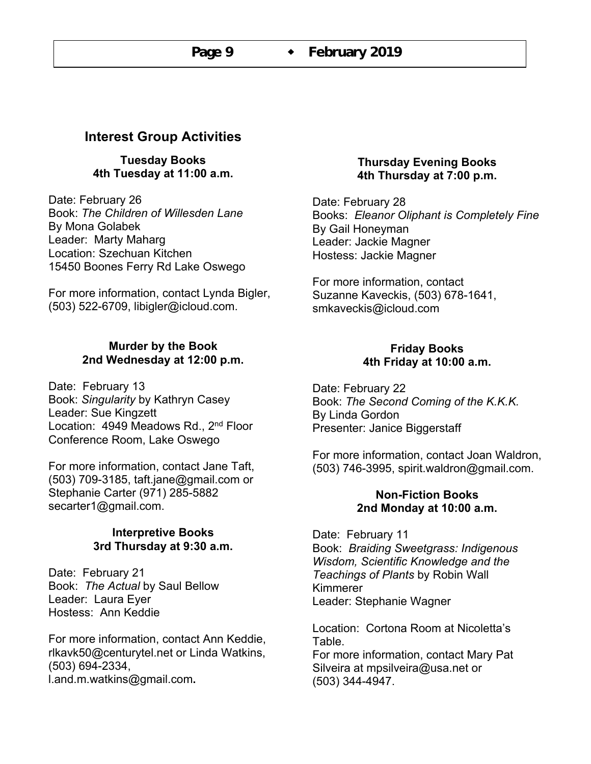## Interest Group Activities

### Tuesday Books
**4th Tuesday at 11:00 a.m.**

Date: February 26
Book: *The Children of Willesden Lane*
By Mona Golabek
Leader: Marty Maharg
Location: Szechuan Kitchen
15450 Boones Ferry Rd Lake Oswego

For more information, contact Lynda Bigler, (503) 522-6709, libigler@icloud.com.

### Murder by the Book
**2nd Wednesday at 12:00 p.m.**

Date: February 13
Book: *Singularity* by Kathryn Casey
Leader: Sue Kingzett
Location: 4949 Meadows Rd., 2nd Floor Conference Room, Lake Oswego

For more information, contact Jane Taft, (503) 709-3185, taft.jane@gmail.com or Stephanie Carter (971) 285-5882 secarter1@gmail.com.

### Interpretive Books
**3rd Thursday at 9:30 a.m.**

Date: February 21
Book: *The Actual* by Saul Bellow
Leader: Laura Eyer
Hostess: Ann Keddie

For more information, contact Ann Keddie, rlkavk50@centurytel.net or Linda Watkins, (503) 694-2334, l.and.m.watkins@gmail.com.

### Thursday Evening Books
**4th Thursday at 7:00 p.m.**

Date: February 28
Books: *Eleanor Oliphant is Completely Fine*
By Gail Honeyman
Leader: Jackie Magner
Hostess: Jackie Magner

For more information, contact Suzanne Kaveckis, (503) 678-1641, smkaveckis@icloud.com

### Friday Books
**4th Friday at 10:00 a.m.**

Date: February 22
Book: *The Second Coming of the K.K.K.*
By Linda Gordon
Presenter: Janice Biggerstaff

For more information, contact Joan Waldron, (503) 746-3995, spirit.waldron@gmail.com.

### Non-Fiction Books
**2nd Monday at 10:00 a.m.**

Date: February 11
Book: *Braiding Sweetgrass: Indigenous Wisdom, Scientific Knowledge and the Teachings of Plants* by Robin Wall Kimmerer
Leader: Stephanie Wagner

Location: Cortona Room at Nicoletta's Table.
For more information, contact Mary Pat Silveira at mpsilveira@usa.net or (503) 344-4947.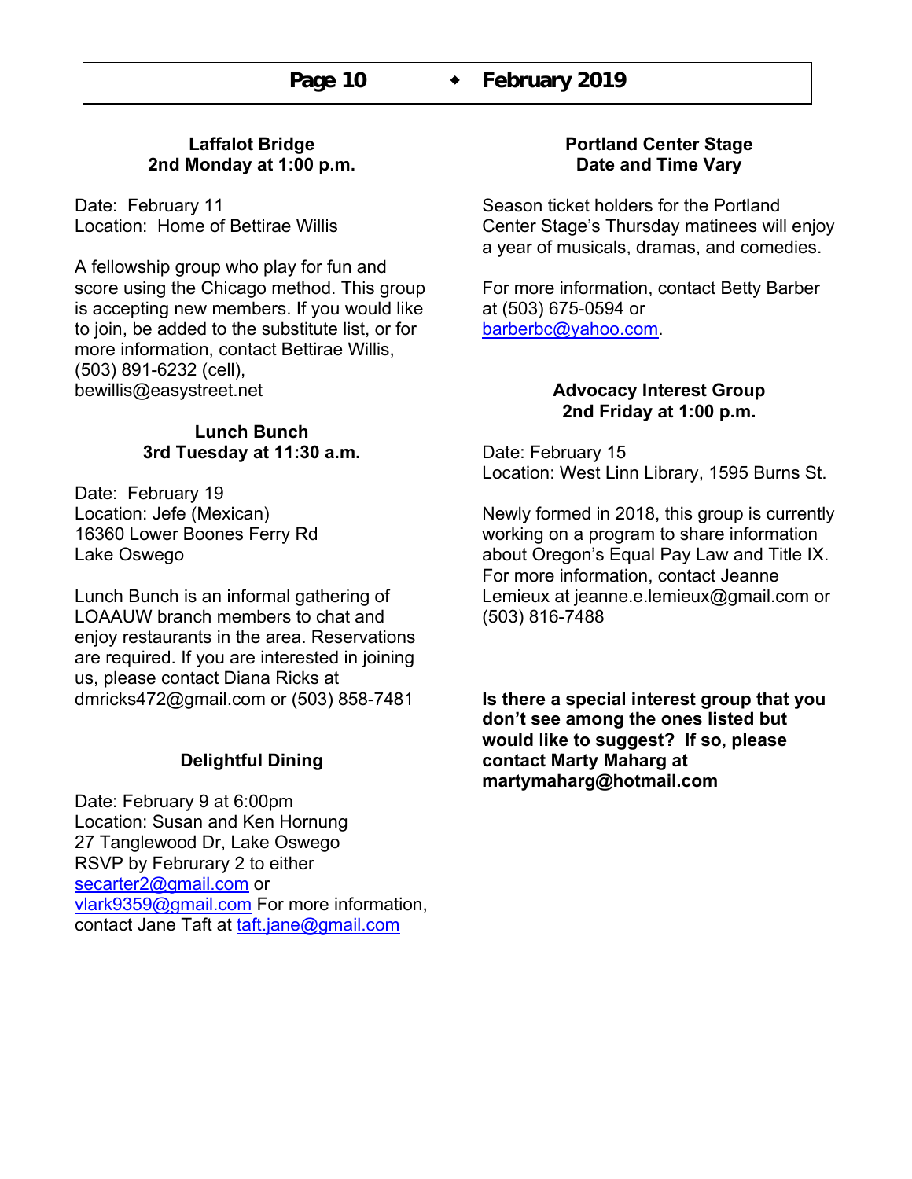### Laffalot Bridge
### 2nd Monday at 1:00 p.m.

Date: February 11
Location: Home of Bettirae Willis

A fellowship group who play for fun and score using the Chicago method. This group is accepting new members. If you would like to join, be added to the substitute list, or for more information, contact Bettirae Willis, (503) 891-6232 (cell), bewillis@easystreet.net

### Lunch Bunch
### 3rd Tuesday at 11:30 a.m.

Date: February 19
Location: Jefe (Mexican)
16360 Lower Boones Ferry Rd
Lake Oswego

Lunch Bunch is an informal gathering of LOAAUW branch members to chat and enjoy restaurants in the area. Reservations are required. If you are interested in joining us, please contact Diana Ricks at dmricks472@gmail.com or (503) 858-7481

### Delightful Dining

Date: February 9 at 6:00pm
Location: Susan and Ken Hornung
27 Tanglewood Dr, Lake Oswego
RSVP by Februrary 2 to either
secarter2@gmail.com or
vlark9359@gmail.com For more information, contact Jane Taft at taft.jane@gmail.com

### Portland Center Stage
### Date and Time Vary

Season ticket holders for the Portland Center Stage's Thursday matinees will enjoy a year of musicals, dramas, and comedies.

For more information, contact Betty Barber at (503) 675-0594 or barberbc@yahoo.com.

### Advocacy Interest Group
### 2nd Friday at 1:00 p.m.

Date: February 15
Location: West Linn Library, 1595 Burns St.

Newly formed in 2018, this group is currently working on a program to share information about Oregon's Equal Pay Law and Title IX. For more information, contact Jeanne Lemieux at jeanne.e.lemieux@gmail.com or (503) 816-7488

**Is there a special interest group that you don't see among the ones listed but would like to suggest? If so, please contact Marty Maharg at martymaharg@hotmail.com**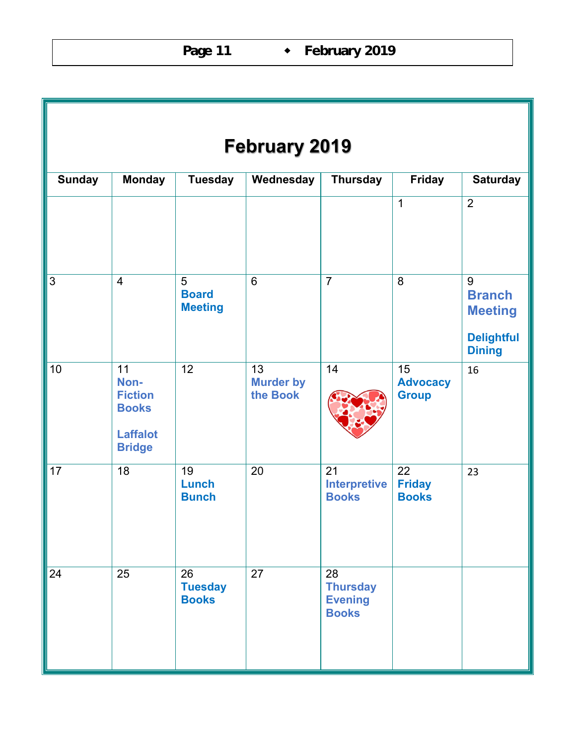# February 2019

| Sunday | Monday | Tuesday | Wednesday | Thursday | Friday | Saturday |
|---|---|---|---|---|---|---|
| | | | | | 1 | 2 |
| 3 | 4 | 5 **Board Meeting** | 6 | 7 | 8 | 9 **Branch Meeting** **Delightful Dining** |
| 10 | 11 **Non-Fiction Books** **Laffalot Bridge** | 12 | 13 **Murder by the Book** | 14 | 15 **Advocacy Group** | 16 |
| 17 | 18 | 19 **Lunch Bunch** | 20 | 21 **Interpretive Books** | 22 **Friday Books** | 23 |
| 24 | 25 | 26 **Tuesday Books** | 27 | 28 **Thursday Evening Books** | | |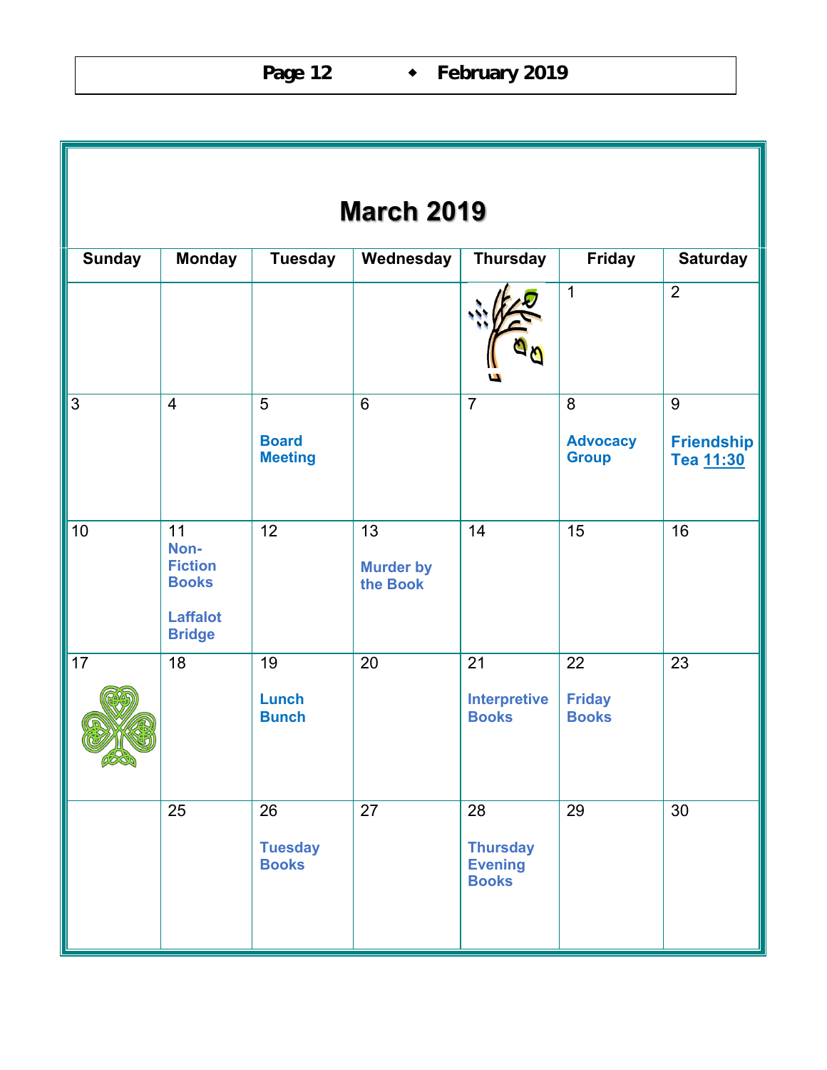# March 2019

| Sunday | Monday | Tuesday | Wednesday | Thursday | Friday | Saturday |
|---|---|---|---|---|---|---|
| | | | | | 1 | 2 |
| 3 | 4 | 5<br>**Board Meeting** | 6 | 7 | 8<br>**Advocacy Group** | 9<br>**Friendship Tea 11:30** |
| 10 | 11<br>**Non-Fiction Books**<br><br>**Laffalot Bridge** | 12 | 13<br>**Murder by the Book** | 14 | 15 | 16 |
| 17 | 18 | 19<br>**Lunch Bunch** | 20 | 21<br>**Interpretive Books** | 22<br>**Friday Books** | 23 |
| | 25 | 26<br>**Tuesday Books** | 27 | 28<br>**Thursday Evening Books** | 29 | 30 |